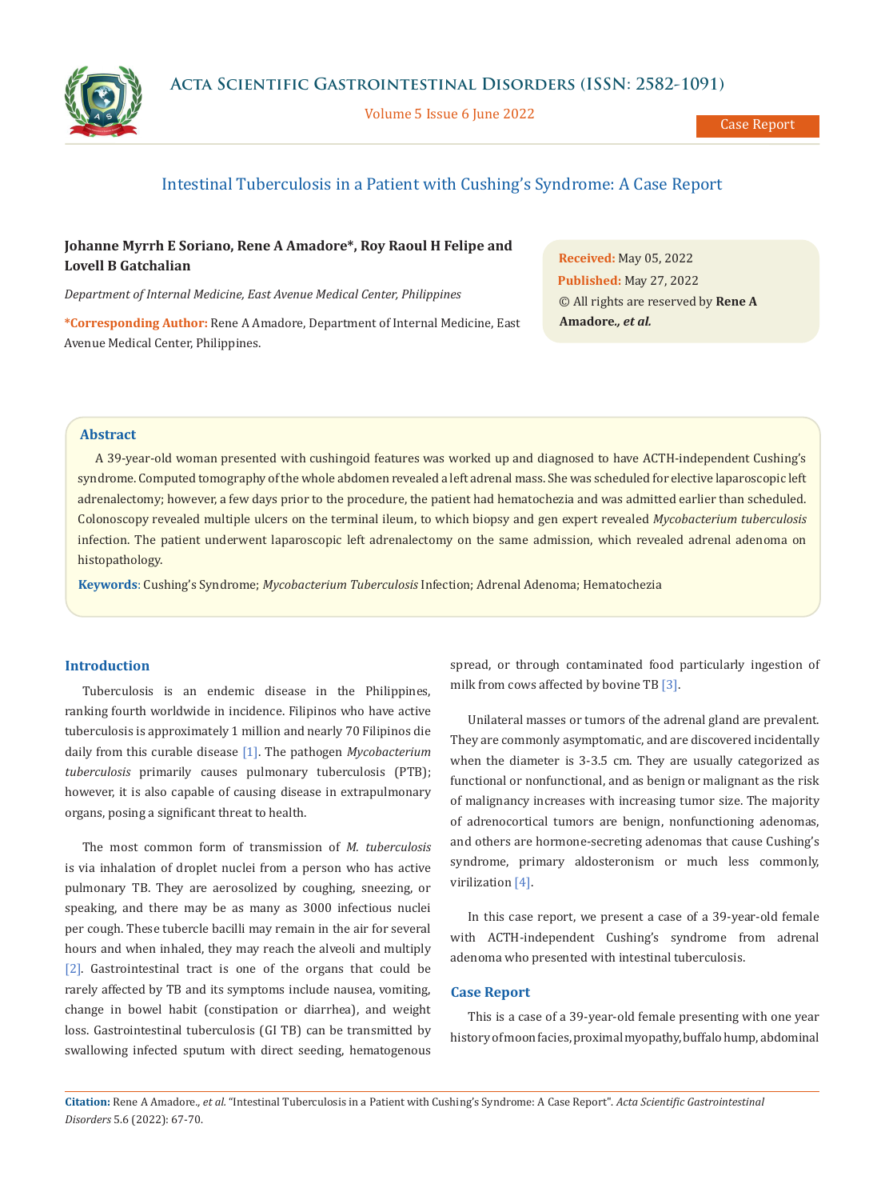# Intestinal Tuberculosis in a Patient with Cushing's Syndrome: A Case Report

**Johanne Myrrh E Soriano, Rene A Amadore\*, Roy Raoul H Felipe and Lovell B Gatchalian**

*Department of Internal Medicine, East Avenue Medical Center, Philippines*

**\*Corresponding Author:** Rene A Amadore, Department of Internal Medicine, East Avenue Medical Center, Philippines.

**Received:** May 05, 2022
**Published:** May 27, 2022
© All rights are reserved by **Rene A Amadore***., et al.*

## Abstract

A 39-year-old woman presented with cushingoid features was worked up and diagnosed to have ACTH-independent Cushing's syndrome. Computed tomography of the whole abdomen revealed a left adrenal mass. She was scheduled for elective laparoscopic left adrenalectomy; however, a few days prior to the procedure, the patient had hematochezia and was admitted earlier than scheduled. Colonoscopy revealed multiple ulcers on the terminal ileum, to which biopsy and gen expert revealed *Mycobacterium tuberculosis* infection. The patient underwent laparoscopic left adrenalectomy on the same admission, which revealed adrenal adenoma on histopathology.

**Keywords**: Cushing's Syndrome; *Mycobacterium Tuberculosis* Infection; Adrenal Adenoma; Hematochezia

## Introduction

Tuberculosis is an endemic disease in the Philippines, ranking fourth worldwide in incidence. Filipinos who have active tuberculosis is approximately 1 million and nearly 70 Filipinos die daily from this curable disease [1]. The pathogen *Mycobacterium tuberculosis* primarily causes pulmonary tuberculosis (PTB); however, it is also capable of causing disease in extrapulmonary organs, posing a significant threat to health.

The most common form of transmission of *M. tuberculosis* is via inhalation of droplet nuclei from a person who has active pulmonary TB. They are aerosolized by coughing, sneezing, or speaking, and there may be as many as 3000 infectious nuclei per cough. These tubercle bacilli may remain in the air for several hours and when inhaled, they may reach the alveoli and multiply [2]. Gastrointestinal tract is one of the organs that could be rarely affected by TB and its symptoms include nausea, vomiting, change in bowel habit (constipation or diarrhea), and weight loss. Gastrointestinal tuberculosis (GI TB) can be transmitted by swallowing infected sputum with direct seeding, hematogenous spread, or through contaminated food particularly ingestion of milk from cows affected by bovine TB [3].

Unilateral masses or tumors of the adrenal gland are prevalent. They are commonly asymptomatic, and are discovered incidentally when the diameter is 3-3.5 cm. They are usually categorized as functional or nonfunctional, and as benign or malignant as the risk of malignancy increases with increasing tumor size. The majority of adrenocortical tumors are benign, nonfunctioning adenomas, and others are hormone-secreting adenomas that cause Cushing's syndrome, primary aldosteronism or much less commonly, virilization [4].

In this case report, we present a case of a 39-year-old female with ACTH-independent Cushing's syndrome from adrenal adenoma who presented with intestinal tuberculosis.

## Case Report

This is a case of a 39-year-old female presenting with one year history of moon facies, proximal myopathy, buffalo hump, abdominal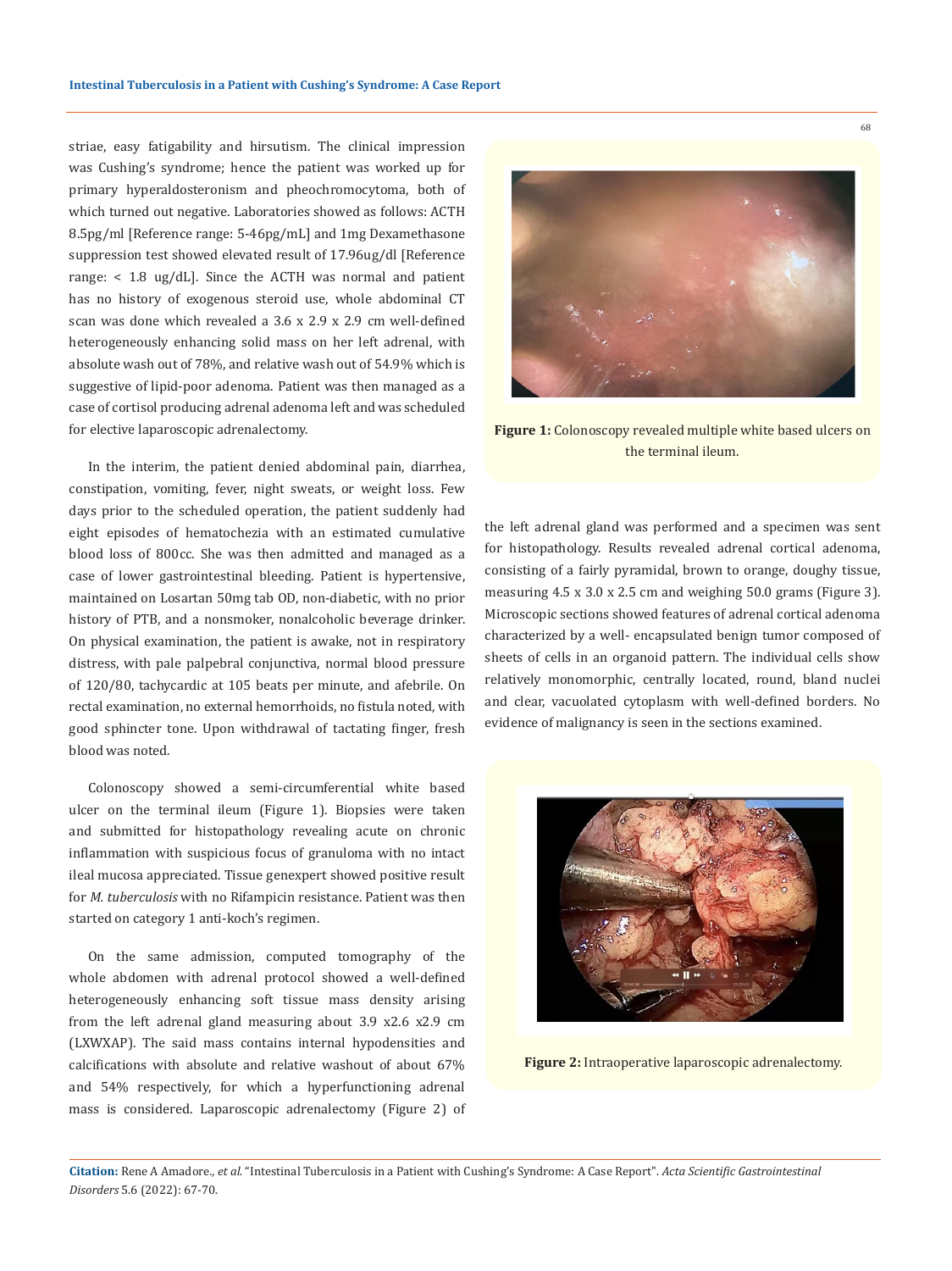striae, easy fatigability and hirsutism. The clinical impression was Cushing's syndrome; hence the patient was worked up for primary hyperaldosteronism and pheochromocytoma, both of which turned out negative. Laboratories showed as follows: ACTH 8.5pg/ml [Reference range: 5-46pg/mL] and 1mg Dexamethasone suppression test showed elevated result of 17.96ug/dl [Reference range: < 1.8 ug/dL]. Since the ACTH was normal and patient has no history of exogenous steroid use, whole abdominal CT scan was done which revealed a 3.6 x 2.9 x 2.9 cm well-defined heterogeneously enhancing solid mass on her left adrenal, with absolute wash out of 78%, and relative wash out of 54.9% which is suggestive of lipid-poor adenoma. Patient was then managed as a case of cortisol producing adrenal adenoma left and was scheduled for elective laparoscopic adrenalectomy.

In the interim, the patient denied abdominal pain, diarrhea, constipation, vomiting, fever, night sweats, or weight loss. Few days prior to the scheduled operation, the patient suddenly had eight episodes of hematochezia with an estimated cumulative blood loss of 800cc. She was then admitted and managed as a case of lower gastrointestinal bleeding. Patient is hypertensive, maintained on Losartan 50mg tab OD, non-diabetic, with no prior history of PTB, and a nonsmoker, nonalcoholic beverage drinker. On physical examination, the patient is awake, not in respiratory distress, with pale palpebral conjunctiva, normal blood pressure of 120/80, tachycardic at 105 beats per minute, and afebrile. On rectal examination, no external hemorrhoids, no fistula noted, with good sphincter tone. Upon withdrawal of tactating finger, fresh blood was noted.

Colonoscopy showed a semi-circumferential white based ulcer on the terminal ileum (Figure 1). Biopsies were taken and submitted for histopathology revealing acute on chronic inflammation with suspicious focus of granuloma with no intact ileal mucosa appreciated. Tissue genexpert showed positive result for *M. tuberculosis* with no Rifampicin resistance. Patient was then started on category 1 anti-koch's regimen.

On the same admission, computed tomography of the whole abdomen with adrenal protocol showed a well-defined heterogeneously enhancing soft tissue mass density arising from the left adrenal gland measuring about 3.9 x2.6 x2.9 cm (LXWXAP). The said mass contains internal hypodensities and calcifications with absolute and relative washout of about 67% and 54% respectively, for which a hyperfunctioning adrenal mass is considered. Laparoscopic adrenalectomy (Figure 2) of the left adrenal gland was performed and a specimen was sent for histopathology. Results revealed adrenal cortical adenoma, consisting of a fairly pyramidal, brown to orange, doughy tissue, measuring 4.5 x 3.0 x 2.5 cm and weighing 50.0 grams (Figure 3). Microscopic sections showed features of adrenal cortical adenoma characterized by a well- encapsulated benign tumor composed of sheets of cells in an organoid pattern. The individual cells show relatively monomorphic, centrally located, round, bland nuclei and clear, vacuolated cytoplasm with well-defined borders. No evidence of malignancy is seen in the sections examined.

**Figure 1:** Colonoscopy revealed multiple white based ulcers on the terminal ileum.

**Figure 2:** Intraoperative laparoscopic adrenalectomy.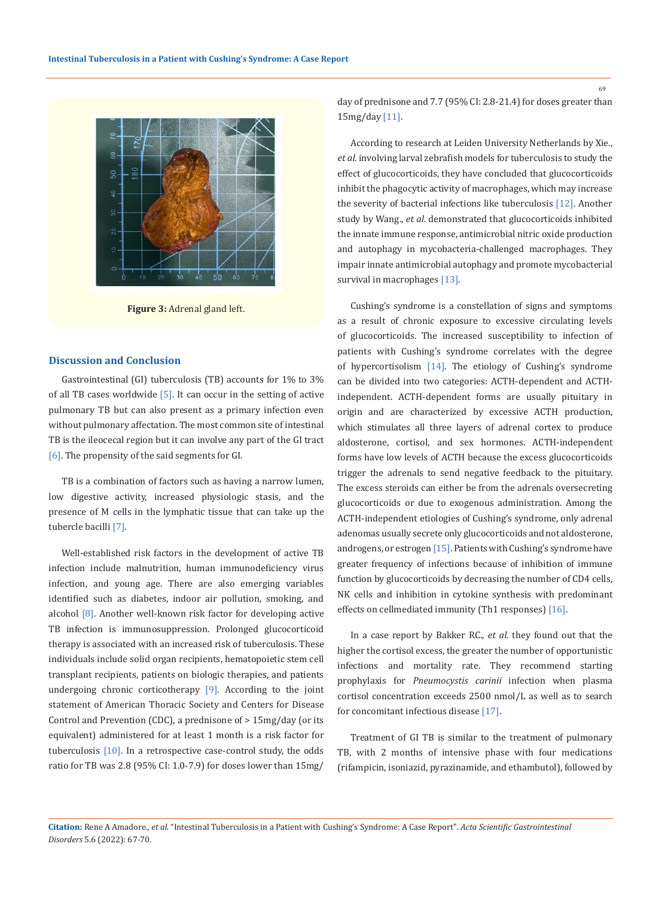Figure 3: Adrenal gland left.

## Discussion and Conclusion

Gastrointestinal (GI) tuberculosis (TB) accounts for 1% to 3% of all TB cases worldwide [5]. It can occur in the setting of active pulmonary TB but can also present as a primary infection even without pulmonary affectation. The most common site of intestinal TB is the ileocecal region but it can involve any part of the GI tract [6]. The propensity of the said segments for GI.

TB is a combination of factors such as having a narrow lumen, low digestive activity, increased physiologic stasis, and the presence of M cells in the lymphatic tissue that can take up the tubercle bacilli [7].

Well-established risk factors in the development of active TB infection include malnutrition, human immunodeficiency virus infection, and young age. There are also emerging variables identified such as diabetes, indoor air pollution, smoking, and alcohol [8]. Another well-known risk factor for developing active TB infection is immunosuppression. Prolonged glucocorticoid therapy is associated with an increased risk of tuberculosis. These individuals include solid organ recipients, hematopoietic stem cell transplant recipients, patients on biologic therapies, and patients undergoing chronic corticotherapy [9]. According to the joint statement of American Thoracic Society and Centers for Disease Control and Prevention (CDC), a prednisone of > 15mg/day (or its equivalent) administered for at least 1 month is a risk factor for tuberculosis [10]. In a retrospective case-control study, the odds ratio for TB was 2.8 (95% CI: 1.0-7.9) for doses lower than 15mg/day of prednisone and 7.7 (95% CI: 2.8-21.4) for doses greater than 15mg/day [11].

According to research at Leiden University Netherlands by Xie., *et al.* involving larval zebrafish models for tuberculosis to study the effect of glucocorticoids, they have concluded that glucocorticoids inhibit the phagocytic activity of macrophages, which may increase the severity of bacterial infections like tuberculosis [12]. Another study by Wang., *et al.* demonstrated that glucocorticoids inhibited the innate immune response, antimicrobial nitric oxide production and autophagy in mycobacteria-challenged macrophages. They impair innate antimicrobial autophagy and promote mycobacterial survival in macrophages [13].

Cushing's syndrome is a constellation of signs and symptoms as a result of chronic exposure to excessive circulating levels of glucocorticoids. The increased susceptibility to infection of patients with Cushing's syndrome correlates with the degree of hypercortisolism [14]. The etiology of Cushing's syndrome can be divided into two categories: ACTH-dependent and ACTH-independent. ACTH-dependent forms are usually pituitary in origin and are characterized by excessive ACTH production, which stimulates all three layers of adrenal cortex to produce aldosterone, cortisol, and sex hormones. ACTH-independent forms have low levels of ACTH because the excess glucocorticoids trigger the adrenals to send negative feedback to the pituitary. The excess steroids can either be from the adrenals oversecreting glucocorticoids or due to exogenous administration. Among the ACTH-independent etiologies of Cushing's syndrome, only adrenal adenomas usually secrete only glucocorticoids and not aldosterone, androgens, or estrogen [15]. Patients with Cushing's syndrome have greater frequency of infections because of inhibition of immune function by glucocorticoids by decreasing the number of CD4 cells, NK cells and inhibition in cytokine synthesis with predominant effects on cellmediated immunity (Th1 responses) [16].

In a case report by Bakker RC., *et al.* they found out that the higher the cortisol excess, the greater the number of opportunistic infections and mortality rate. They recommend starting prophylaxis for *Pneumocystis carinii* infection when plasma cortisol concentration exceeds 2500 nmol/L as well as to search for concomitant infectious disease [17].

Treatment of GI TB is similar to the treatment of pulmonary TB, with 2 months of intensive phase with four medications (rifampicin, isoniazid, pyrazinamide, and ethambutol), followed by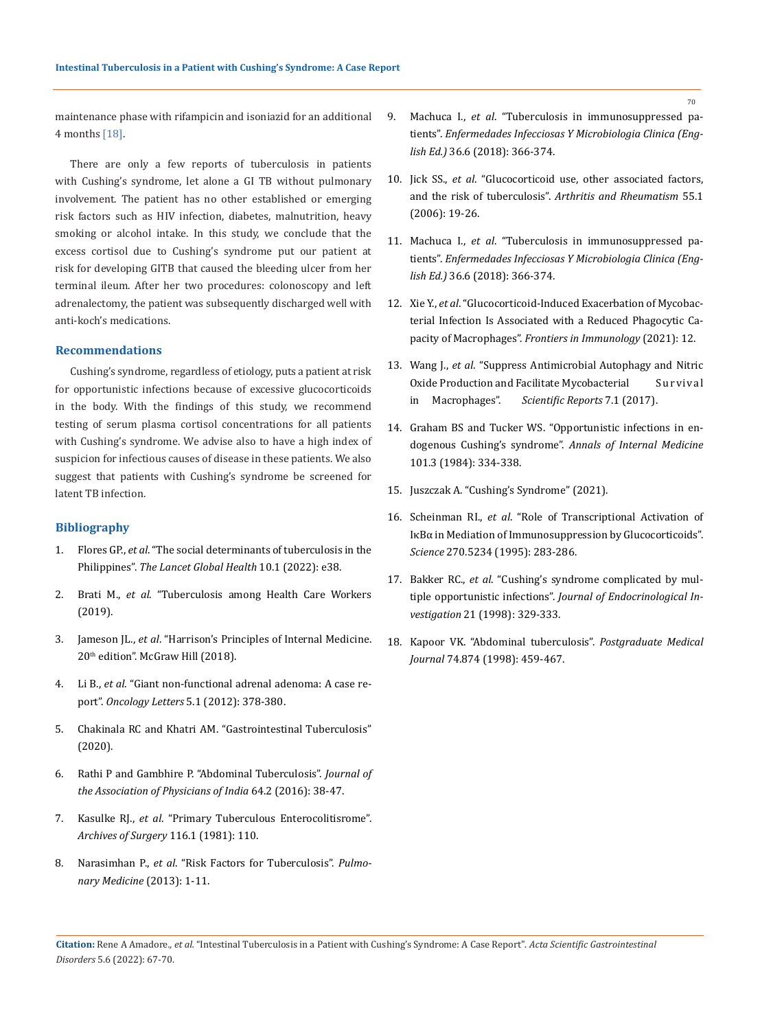maintenance phase with rifampicin and isoniazid for an additional 4 months [18].

There are only a few reports of tuberculosis in patients with Cushing's syndrome, let alone a GI TB without pulmonary involvement. The patient has no other established or emerging risk factors such as HIV infection, diabetes, malnutrition, heavy smoking or alcohol intake. In this study, we conclude that the excess cortisol due to Cushing's syndrome put our patient at risk for developing GITB that caused the bleeding ulcer from her terminal ileum. After her two procedures: colonoscopy and left adrenalectomy, the patient was subsequently discharged well with anti-koch's medications.

## Recommendations

Cushing's syndrome, regardless of etiology, puts a patient at risk for opportunistic infections because of excessive glucocorticoids in the body. With the findings of this study, we recommend testing of serum plasma cortisol concentrations for all patients with Cushing's syndrome. We advise also to have a high index of suspicion for infectious causes of disease in these patients. We also suggest that patients with Cushing's syndrome be screened for latent TB infection.

## Bibliography

1. Flores GP., *et al*. "The social determinants of tuberculosis in the Philippines". *The Lancet Global Health* 10.1 (2022): e38.
2. Brati M., *et al*. "Tuberculosis among Health Care Workers (2019).
3. Jameson JL., *et al*. "Harrison's Principles of Internal Medicine. 20th edition". McGraw Hill (2018).
4. Li B., *et al*. "Giant non-functional adrenal adenoma: A case report". *Oncology Letters* 5.1 (2012): 378-380.
5. Chakinala RC and Khatri AM. "Gastrointestinal Tuberculosis" (2020).
6. Rathi P and Gambhire P. "Abdominal Tuberculosis". *Journal of the Association of Physicians of India* 64.2 (2016): 38-47.
7. Kasulke RJ., *et al*. "Primary Tuberculous Enterocolitisrome". *Archives of Surgery* 116.1 (1981): 110.
8. Narasimhan P., *et al*. "Risk Factors for Tuberculosis". *Pulmonary Medicine* (2013): 1-11.
9. Machuca I., *et al*. "Tuberculosis in immunosuppressed patients". *Enfermedades Infecciosas Y Microbiologia Clinica (English Ed.)* 36.6 (2018): 366-374.
10. Jick SS., *et al*. "Glucocorticoid use, other associated factors, and the risk of tuberculosis". *Arthritis and Rheumatism* 55.1 (2006): 19-26.
11. Machuca I., *et al*. "Tuberculosis in immunosuppressed patients". *Enfermedades Infecciosas Y Microbiologia Clinica (English Ed.)* 36.6 (2018): 366-374.
12. Xie Y., *et al*. "Glucocorticoid-Induced Exacerbation of Mycobacterial Infection Is Associated with a Reduced Phagocytic Capacity of Macrophages". *Frontiers in Immunology* (2021): 12.
13. Wang J., *et al*. "Suppress Antimicrobial Autophagy and Nitric Oxide Production and Facilitate Mycobacterial Survival in Macrophages". *Scientific Reports* 7.1 (2017).
14. Graham BS and Tucker WS. "Opportunistic infections in endogenous Cushing's syndrome". *Annals of Internal Medicine* 101.3 (1984): 334-338.
15. Juszczak A. "Cushing's Syndrome" (2021).
16. Scheinman RI., *et al*. "Role of Transcriptional Activation of IκBα in Mediation of Immunosuppression by Glucocorticoids". *Science* 270.5234 (1995): 283-286.
17. Bakker RC., *et al*. "Cushing's syndrome complicated by multiple opportunistic infections". *Journal of Endocrinological Investigation* 21 (1998): 329-333.
18. Kapoor VK. "Abdominal tuberculosis". *Postgraduate Medical Journal* 74.874 (1998): 459-467.

**Citation:** Rene A Amadore., *et al*. "Intestinal Tuberculosis in a Patient with Cushing's Syndrome: A Case Report". *Acta Scientific Gastrointestinal Disorders* 5.6 (2022): 67-70.